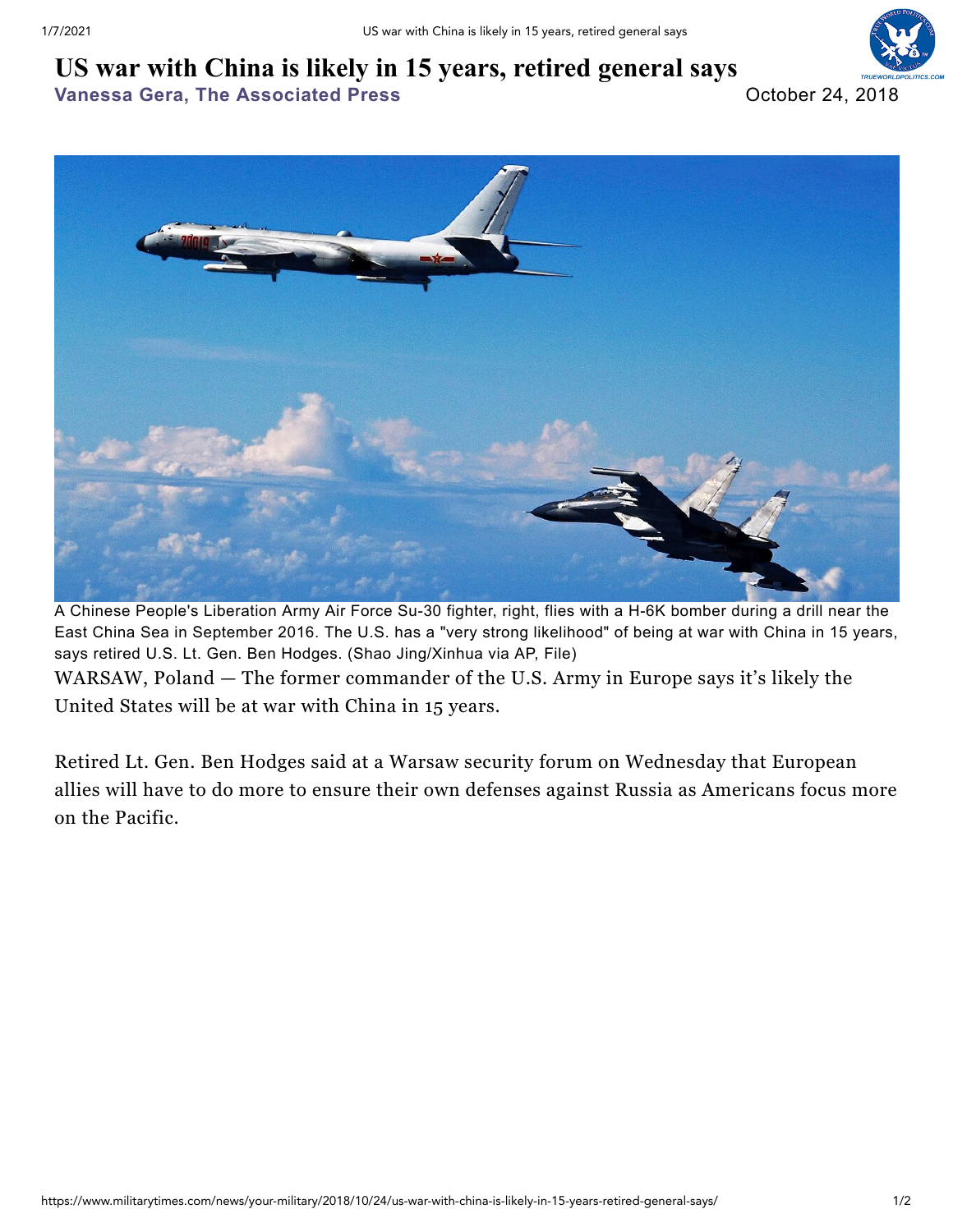# US war with China is likely in 15 years, retired general says

**Vanessa Gera, The Associated Press**

October 24, 2018

A Chinese People's Liberation Army Air Force Su-30 fighter, right, flies with a H-6K bomber during a drill near the East China Sea in September 2016. The U.S. has a "very strong likelihood" of being at war with China in 15 years, says retired U.S. Lt. Gen. Ben Hodges. (Shao Jing/Xinhua via AP, File)

WARSAW, Poland — The former commander of the U.S. Army in Europe says it's likely the United States will be at war with China in 15 years.

Retired Lt. Gen. Ben Hodges said at a Warsaw security forum on Wednesday that European allies will have to do more to ensure their own defenses against Russia as Americans focus more on the Pacific.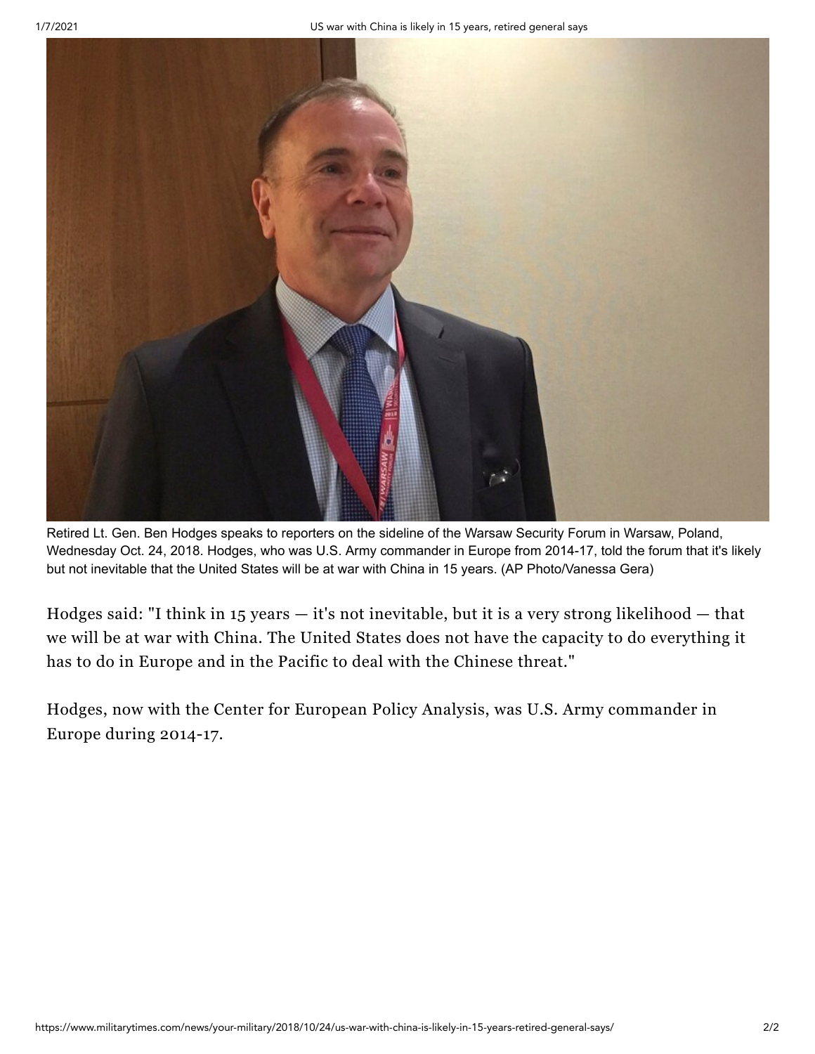Retired Lt. Gen. Ben Hodges speaks to reporters on the sideline of the Warsaw Security Forum in Warsaw, Poland, Wednesday Oct. 24, 2018. Hodges, who was U.S. Army commander in Europe from 2014-17, told the forum that it's likely but not inevitable that the United States will be at war with China in 15 years. (AP Photo/Vanessa Gera)

Hodges said: "I think in 15 years — it's not inevitable, but it is a very strong likelihood — that we will be at war with China. The United States does not have the capacity to do everything it has to do in Europe and in the Pacific to deal with the Chinese threat."

Hodges, now with the Center for European Policy Analysis, was U.S. Army commander in Europe during 2014-17.